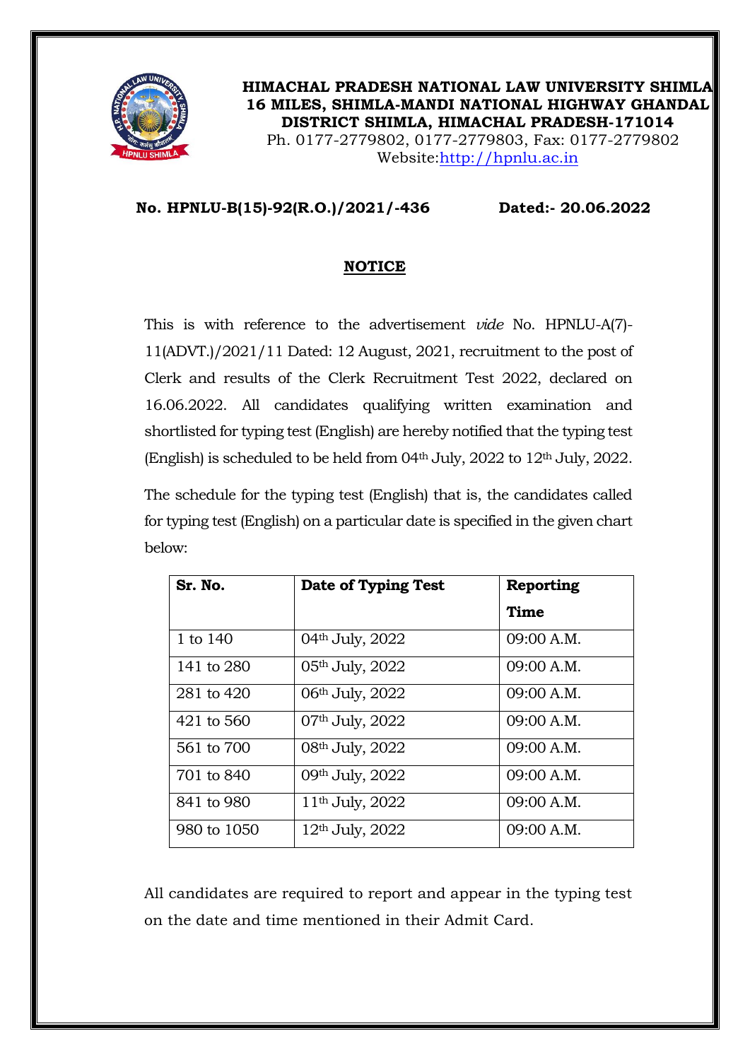**HIMACHAL PRADESH NATIONAL LAW UNIVERSITY SHIMLA**
**16 MILES, SHIMLA-MANDI NATIONAL HIGHWAY GHANDAL**
**DISTRICT SHIMLA, HIMACHAL PRADESH-171014**
Ph. 0177-2779802, 0177-2779803, Fax: 0177-2779802
Website: http://hpnlu.ac.in

**No. HPNLU-B(15)-92(R.O.)/2021/-436** **Dated:- 20.06.2022**

## NOTICE

This is with reference to the advertisement *vide* No. HPNLU-A(7)-11(ADVT.)/2021/11 Dated: 12 August, 2021, recruitment to the post of Clerk and results of the Clerk Recruitment Test 2022, declared on 16.06.2022. All candidates qualifying written examination and shortlisted for typing test (English) are hereby notified that the typing test (English) is scheduled to be held from 04th July, 2022 to 12th July, 2022.

The schedule for the typing test (English) that is, the candidates called for typing test (English) on a particular date is specified in the given chart below:

| **Sr. No.** | **Date of Typing Test** | **Reporting Time** |
|---|---|---|
| 1 to 140 | 04th July, 2022 | 09:00 A.M. |
| 141 to 280 | 05th July, 2022 | 09:00 A.M. |
| 281 to 420 | 06th July, 2022 | 09:00 A.M. |
| 421 to 560 | 07th July, 2022 | 09:00 A.M. |
| 561 to 700 | 08th July, 2022 | 09:00 A.M. |
| 701 to 840 | 09th July, 2022 | 09:00 A.M. |
| 841 to 980 | 11th July, 2022 | 09:00 A.M. |
| 980 to 1050 | 12th July, 2022 | 09:00 A.M. |

All candidates are required to report and appear in the typing test on the date and time mentioned in their Admit Card.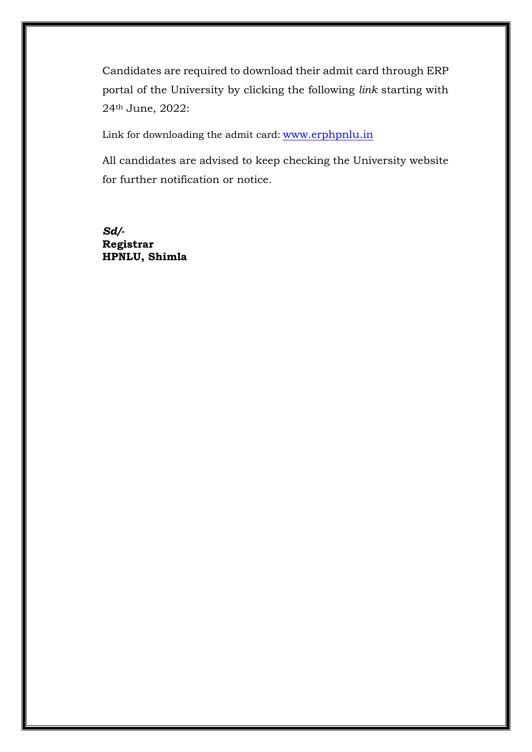Candidates are required to download their admit card through ERP portal of the University by clicking the following *link* starting with 24th June, 2022:

Link for downloading the admit card: [www.erphpnlu.in](http://www.erphpnlu.in)

All candidates are advised to keep checking the University website for further notification or notice.

***Sd/-***
**Registrar**
**HPNLU, Shimla**